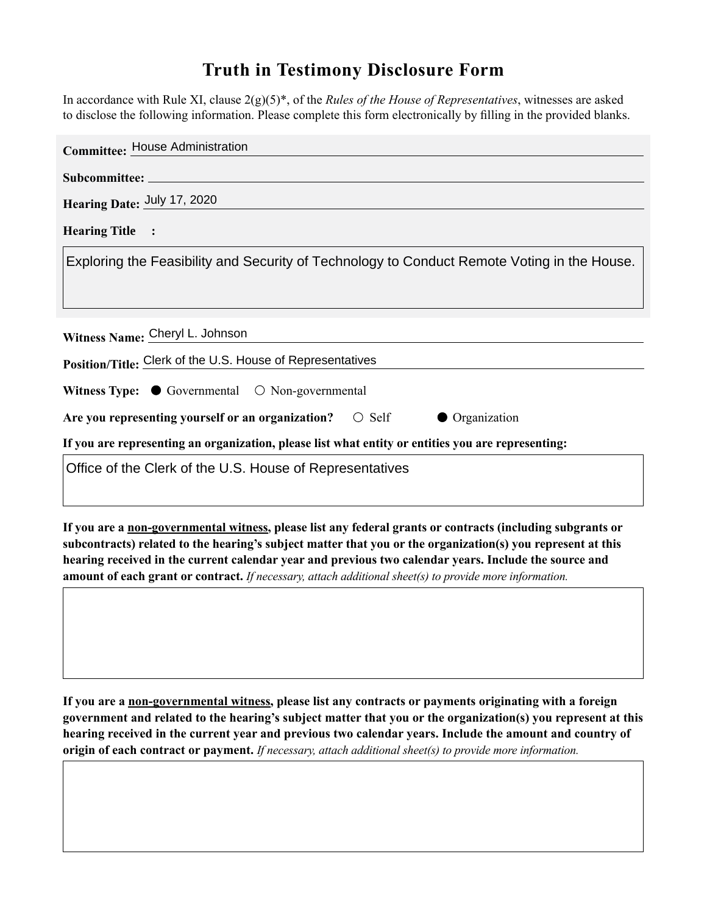# Truth in Testimony Disclosure Form

In accordance with Rule XI, clause 2(g)(5)*, of the *Rules of the House of Representatives*, witnesses are asked to disclose the following information. Please complete this form electronically by filling in the provided blanks.

**Committee:** House Administration

**Subcommittee:**

**Hearing Date:** July 17, 2020

**Hearing Title:**

Exploring the Feasibility and Security of Technology to Conduct Remote Voting in the House.

**Witness Name:** Cheryl L. Johnson

**Position/Title:** Clerk of the U.S. House of Representatives

**Witness Type:** ● Governmental ○ Non-governmental

**Are you representing yourself or an organization?** ○ Self ● Organization

**If you are representing an organization, please list what entity or entities you are representing:**

Office of the Clerk of the U.S. House of Representatives

**If you are a non-governmental witness, please list any federal grants or contracts (including subgrants or subcontracts) related to the hearing's subject matter that you or the organization(s) you represent at this hearing received in the current calendar year and previous two calendar years. Include the source and amount of each grant or contract.** *If necessary, attach additional sheet(s) to provide more information.*

**If you are a non-governmental witness, please list any contracts or payments originating with a foreign government and related to the hearing's subject matter that you or the organization(s) you represent at this hearing received in the current year and previous two calendar years. Include the amount and country of origin of each contract or payment.** *If necessary, attach additional sheet(s) to provide more information.*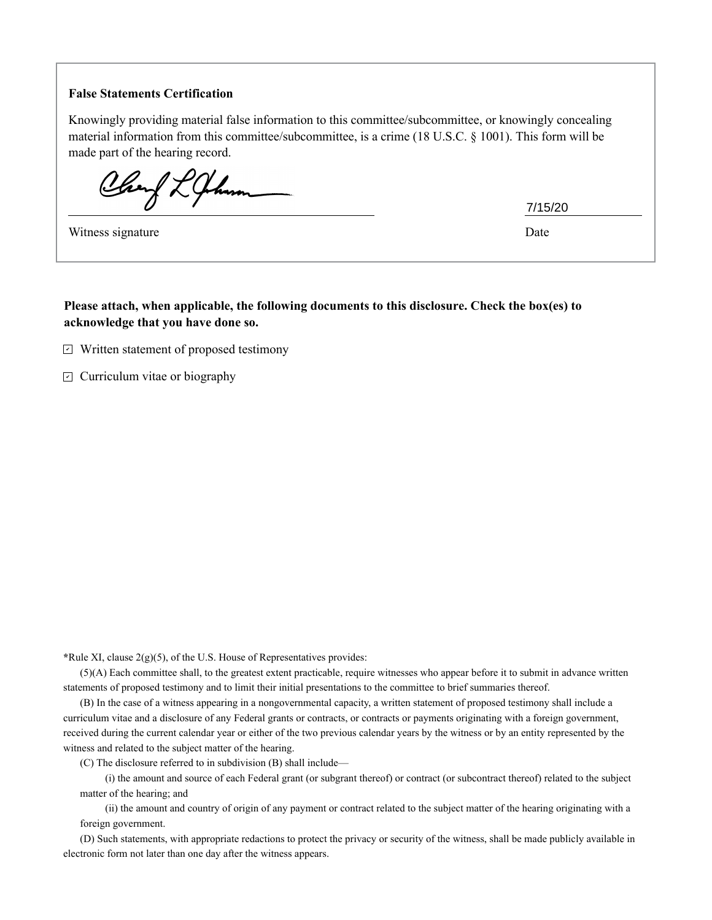**False Statements Certification**

Knowingly providing material false information to this committee/subcommittee, or knowingly concealing material information from this committee/subcommittee, is a crime (18 U.S.C. § 1001). This form will be made part of the hearing record.

Witness signature

7/15/20

Date

**Please attach, when applicable, the following documents to this disclosure. Check the box(es) to acknowledge that you have done so.**

- [x] Written statement of proposed testimony
- [x] Curriculum vitae or biography

**\***Rule XI, clause 2(g)(5), of the U.S. House of Representatives provides:

(5)(A) Each committee shall, to the greatest extent practicable, require witnesses who appear before it to submit in advance written statements of proposed testimony and to limit their initial presentations to the committee to brief summaries thereof.

(B) In the case of a witness appearing in a nongovernmental capacity, a written statement of proposed testimony shall include a curriculum vitae and a disclosure of any Federal grants or contracts, or contracts or payments originating with a foreign government, received during the current calendar year or either of the two previous calendar years by the witness or by an entity represented by the witness and related to the subject matter of the hearing.

(C) The disclosure referred to in subdivision (B) shall include—

(i) the amount and source of each Federal grant (or subgrant thereof) or contract (or subcontract thereof) related to the subject matter of the hearing; and

(ii) the amount and country of origin of any payment or contract related to the subject matter of the hearing originating with a foreign government.

(D) Such statements, with appropriate redactions to protect the privacy or security of the witness, shall be made publicly available in electronic form not later than one day after the witness appears.